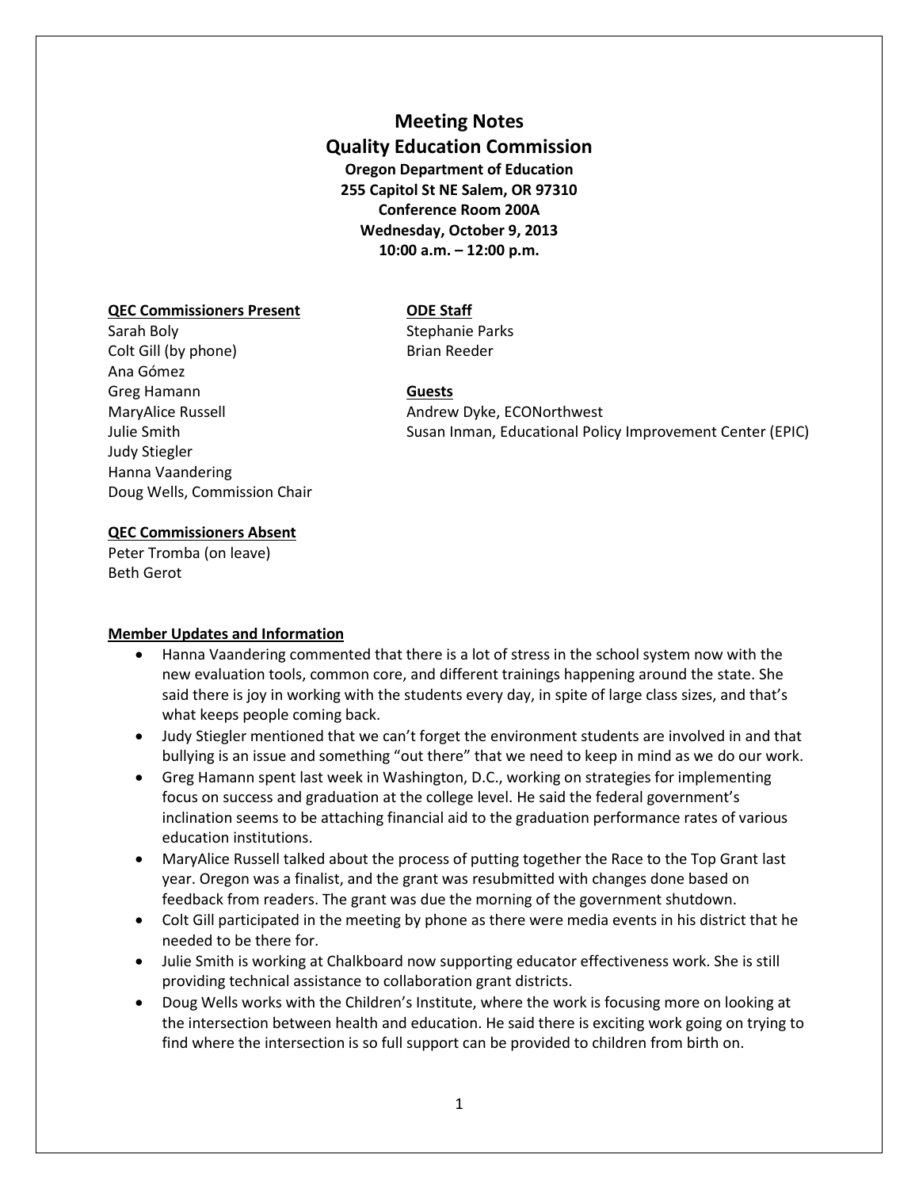# Meeting Notes
## Quality Education Commission

**Oregon Department of Education**
**255 Capitol St NE Salem, OR 97310**
**Conference Room 200A**
**Wednesday, October 9, 2013**
**10:00 a.m. – 12:00 p.m.**

**QEC Commissioners Present**
Sarah Boly
Colt Gill (by phone)
Ana Gómez
Greg Hamann
MaryAlice Russell
Julie Smith
Judy Stiegler
Hanna Vaandering
Doug Wells, Commission Chair

**QEC Commissioners Absent**
Peter Tromba (on leave)
Beth Gerot

**ODE Staff**
Stephanie Parks
Brian Reeder

**Guests**
Andrew Dyke, ECONorthwest
Susan Inman, Educational Policy Improvement Center (EPIC)

**Member Updates and Information**

- Hanna Vaandering commented that there is a lot of stress in the school system now with the new evaluation tools, common core, and different trainings happening around the state. She said there is joy in working with the students every day, in spite of large class sizes, and that's what keeps people coming back.
- Judy Stiegler mentioned that we can't forget the environment students are involved in and that bullying is an issue and something "out there" that we need to keep in mind as we do our work.
- Greg Hamann spent last week in Washington, D.C., working on strategies for implementing focus on success and graduation at the college level. He said the federal government's inclination seems to be attaching financial aid to the graduation performance rates of various education institutions.
- MaryAlice Russell talked about the process of putting together the Race to the Top Grant last year. Oregon was a finalist, and the grant was resubmitted with changes done based on feedback from readers. The grant was due the morning of the government shutdown.
- Colt Gill participated in the meeting by phone as there were media events in his district that he needed to be there for.
- Julie Smith is working at Chalkboard now supporting educator effectiveness work. She is still providing technical assistance to collaboration grant districts.
- Doug Wells works with the Children's Institute, where the work is focusing more on looking at the intersection between health and education. He said there is exciting work going on trying to find where the intersection is so full support can be provided to children from birth on.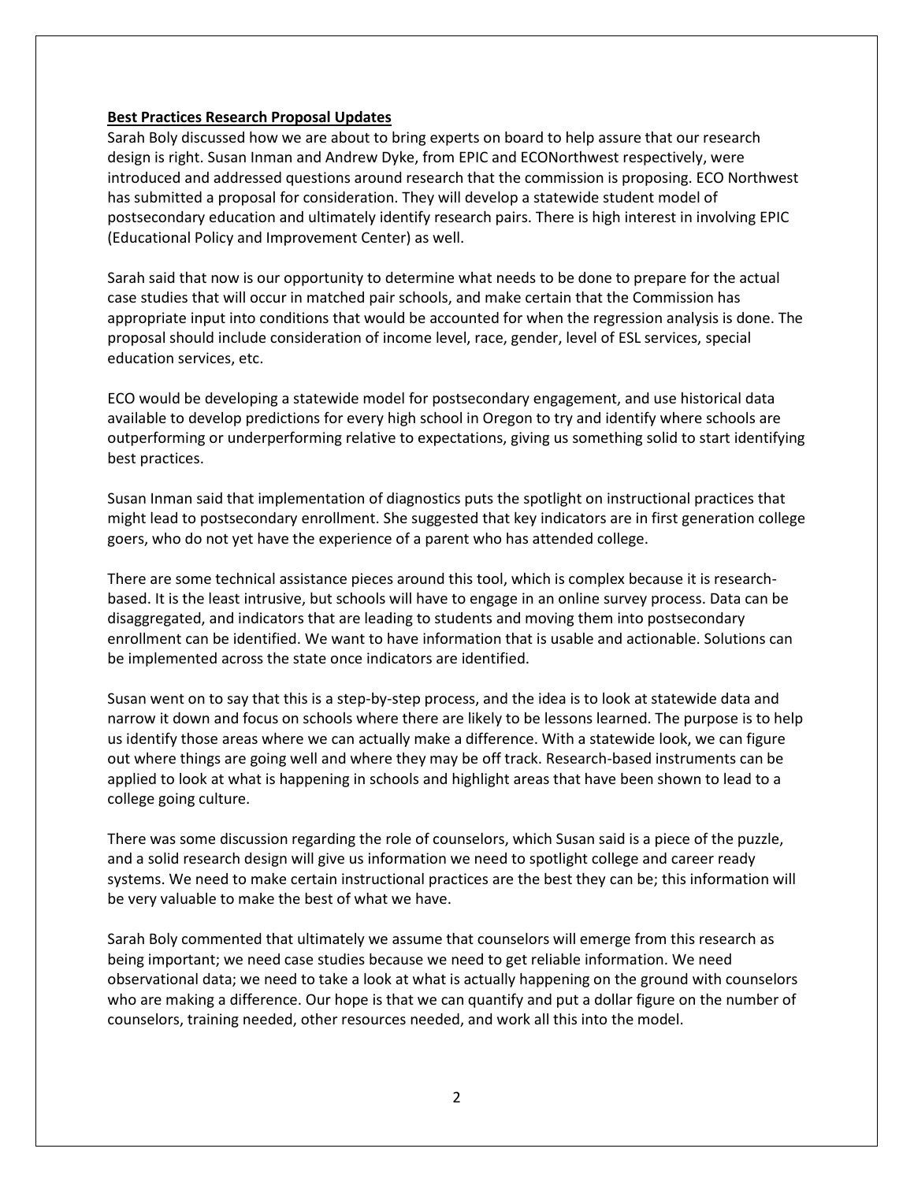**Best Practices Research Proposal Updates**

Sarah Boly discussed how we are about to bring experts on board to help assure that our research design is right. Susan Inman and Andrew Dyke, from EPIC and ECONorthwest respectively, were introduced and addressed questions around research that the commission is proposing. ECO Northwest has submitted a proposal for consideration. They will develop a statewide student model of postsecondary education and ultimately identify research pairs. There is high interest in involving EPIC (Educational Policy and Improvement Center) as well.

Sarah said that now is our opportunity to determine what needs to be done to prepare for the actual case studies that will occur in matched pair schools, and make certain that the Commission has appropriate input into conditions that would be accounted for when the regression analysis is done. The proposal should include consideration of income level, race, gender, level of ESL services, special education services, etc.

ECO would be developing a statewide model for postsecondary engagement, and use historical data available to develop predictions for every high school in Oregon to try and identify where schools are outperforming or underperforming relative to expectations, giving us something solid to start identifying best practices.

Susan Inman said that implementation of diagnostics puts the spotlight on instructional practices that might lead to postsecondary enrollment. She suggested that key indicators are in first generation college goers, who do not yet have the experience of a parent who has attended college.

There are some technical assistance pieces around this tool, which is complex because it is research-based. It is the least intrusive, but schools will have to engage in an online survey process. Data can be disaggregated, and indicators that are leading to students and moving them into postsecondary enrollment can be identified. We want to have information that is usable and actionable. Solutions can be implemented across the state once indicators are identified.

Susan went on to say that this is a step-by-step process, and the idea is to look at statewide data and narrow it down and focus on schools where there are likely to be lessons learned. The purpose is to help us identify those areas where we can actually make a difference. With a statewide look, we can figure out where things are going well and where they may be off track. Research-based instruments can be applied to look at what is happening in schools and highlight areas that have been shown to lead to a college going culture.

There was some discussion regarding the role of counselors, which Susan said is a piece of the puzzle, and a solid research design will give us information we need to spotlight college and career ready systems. We need to make certain instructional practices are the best they can be; this information will be very valuable to make the best of what we have.

Sarah Boly commented that ultimately we assume that counselors will emerge from this research as being important; we need case studies because we need to get reliable information. We need observational data; we need to take a look at what is actually happening on the ground with counselors who are making a difference. Our hope is that we can quantify and put a dollar figure on the number of counselors, training needed, other resources needed, and work all this into the model.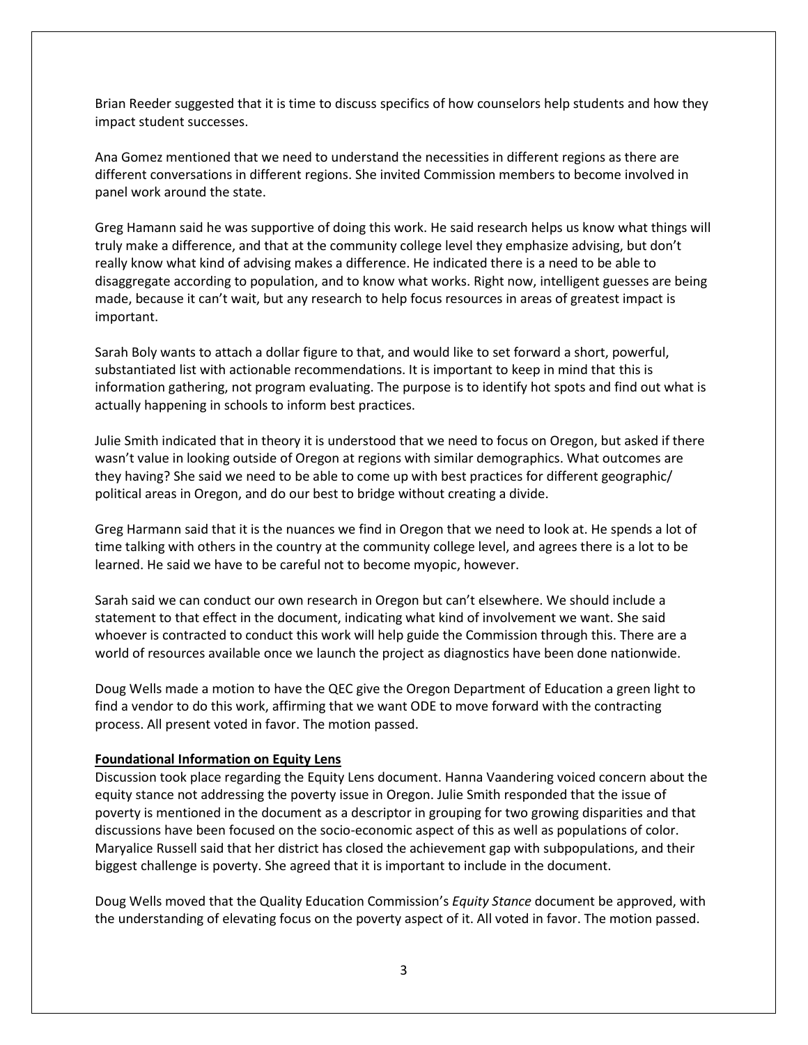Brian Reeder suggested that it is time to discuss specifics of how counselors help students and how they impact student successes.

Ana Gomez mentioned that we need to understand the necessities in different regions as there are different conversations in different regions. She invited Commission members to become involved in panel work around the state.

Greg Hamann said he was supportive of doing this work. He said research helps us know what things will truly make a difference, and that at the community college level they emphasize advising, but don't really know what kind of advising makes a difference. He indicated there is a need to be able to disaggregate according to population, and to know what works. Right now, intelligent guesses are being made, because it can't wait, but any research to help focus resources in areas of greatest impact is important.

Sarah Boly wants to attach a dollar figure to that, and would like to set forward a short, powerful, substantiated list with actionable recommendations. It is important to keep in mind that this is information gathering, not program evaluating. The purpose is to identify hot spots and find out what is actually happening in schools to inform best practices.

Julie Smith indicated that in theory it is understood that we need to focus on Oregon, but asked if there wasn't value in looking outside of Oregon at regions with similar demographics. What outcomes are they having? She said we need to be able to come up with best practices for different geographic/ political areas in Oregon, and do our best to bridge without creating a divide.

Greg Harmann said that it is the nuances we find in Oregon that we need to look at. He spends a lot of time talking with others in the country at the community college level, and agrees there is a lot to be learned. He said we have to be careful not to become myopic, however.

Sarah said we can conduct our own research in Oregon but can't elsewhere. We should include a statement to that effect in the document, indicating what kind of involvement we want. She said whoever is contracted to conduct this work will help guide the Commission through this. There are a world of resources available once we launch the project as diagnostics have been done nationwide.

Doug Wells made a motion to have the QEC give the Oregon Department of Education a green light to find a vendor to do this work, affirming that we want ODE to move forward with the contracting process. All present voted in favor. The motion passed.

**Foundational Information on Equity Lens**

Discussion took place regarding the Equity Lens document. Hanna Vaandering voiced concern about the equity stance not addressing the poverty issue in Oregon. Julie Smith responded that the issue of poverty is mentioned in the document as a descriptor in grouping for two growing disparities and that discussions have been focused on the socio-economic aspect of this as well as populations of color. Maryalice Russell said that her district has closed the achievement gap with subpopulations, and their biggest challenge is poverty. She agreed that it is important to include in the document.

Doug Wells moved that the Quality Education Commission's *Equity Stance* document be approved, with the understanding of elevating focus on the poverty aspect of it. All voted in favor. The motion passed.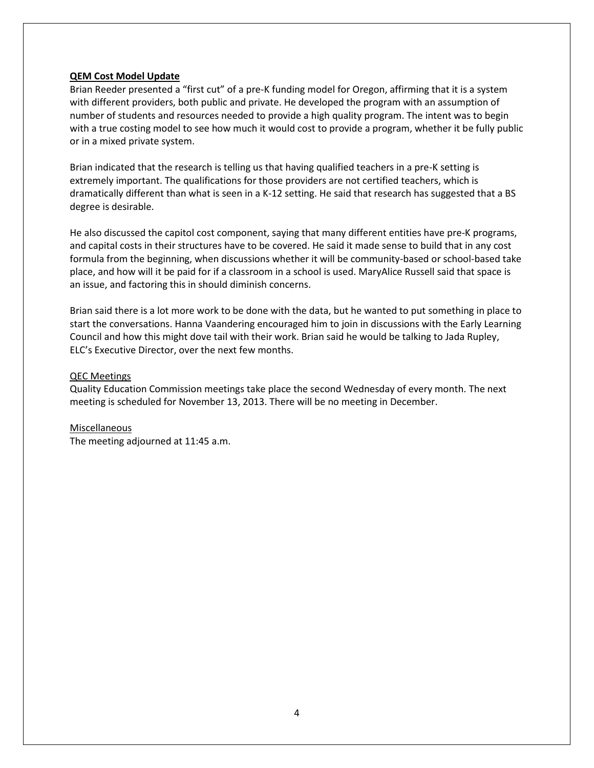**QEM Cost Model Update**

Brian Reeder presented a "first cut" of a pre-K funding model for Oregon, affirming that it is a system with different providers, both public and private. He developed the program with an assumption of number of students and resources needed to provide a high quality program. The intent was to begin with a true costing model to see how much it would cost to provide a program, whether it be fully public or in a mixed private system.

Brian indicated that the research is telling us that having qualified teachers in a pre-K setting is extremely important. The qualifications for those providers are not certified teachers, which is dramatically different than what is seen in a K-12 setting. He said that research has suggested that a BS degree is desirable.

He also discussed the capitol cost component, saying that many different entities have pre-K programs, and capital costs in their structures have to be covered. He said it made sense to build that in any cost formula from the beginning, when discussions whether it will be community-based or school-based take place, and how will it be paid for if a classroom in a school is used. MaryAlice Russell said that space is an issue, and factoring this in should diminish concerns.

Brian said there is a lot more work to be done with the data, but he wanted to put something in place to start the conversations. Hanna Vaandering encouraged him to join in discussions with the Early Learning Council and how this might dove tail with their work. Brian said he would be talking to Jada Rupley, ELC's Executive Director, over the next few months.

QEC Meetings

Quality Education Commission meetings take place the second Wednesday of every month. The next meeting is scheduled for November 13, 2013. There will be no meeting in December.

Miscellaneous

The meeting adjourned at 11:45 a.m.